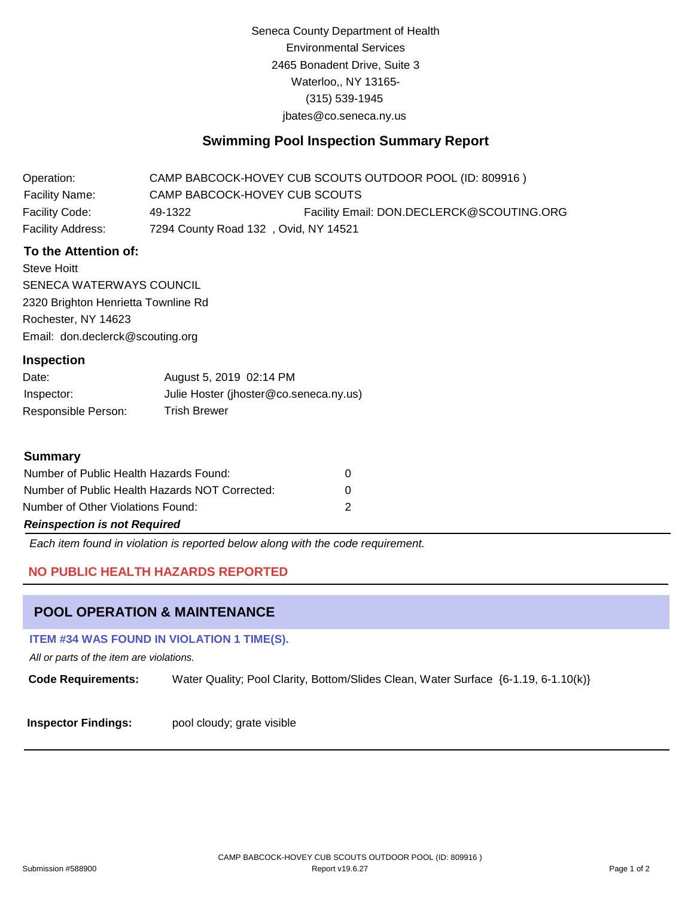Seneca County Department of Health
Environmental Services
2465 Bonadent Drive, Suite 3
Waterloo,, NY 13165-
(315) 539-1945
jbates@co.seneca.ny.us

## Swimming Pool Inspection Summary Report

| | | |
|---|---|---|
| Operation: | CAMP BABCOCK-HOVEY CUB SCOUTS OUTDOOR POOL (ID: 809916 ) | |
| Facility Name: | CAMP BABCOCK-HOVEY CUB SCOUTS | |
| Facility Code: | 49-1322 | Facility Email: DON.DECLERCK@SCOUTING.ORG |
| Facility Address: | 7294 County Road 132 , Ovid, NY 14521 | |

### To the Attention of:

Steve Hoitt
SENECA WATERWAYS COUNCIL
2320 Brighton Henrietta Townline Rd
Rochester, NY 14623
Email: don.declerck@scouting.org

### Inspection

| | |
|---|---|
| Date: | August 5, 2019 02:14 PM |
| Inspector: | Julie Hoster (jhoster@co.seneca.ny.us) |
| Responsible Person: | Trish Brewer |

### Summary

| | |
|---|---|
| Number of Public Health Hazards Found: | 0 |
| Number of Public Health Hazards NOT Corrected: | 0 |
| Number of Other Violations Found: | 2 |

***Reinspection is not Required***

*Each item found in violation is reported below along with the code requirement.*

**NO PUBLIC HEALTH HAZARDS REPORTED**

## POOL OPERATION & MAINTENANCE

**ITEM #34 WAS FOUND IN VIOLATION 1 TIME(S).**

*All or parts of the item are violations.*

**Code Requirements:** Water Quality; Pool Clarity, Bottom/Slides Clean, Water Surface {6-1.19, 6-1.10(k)}

**Inspector Findings:** pool cloudy; grate visible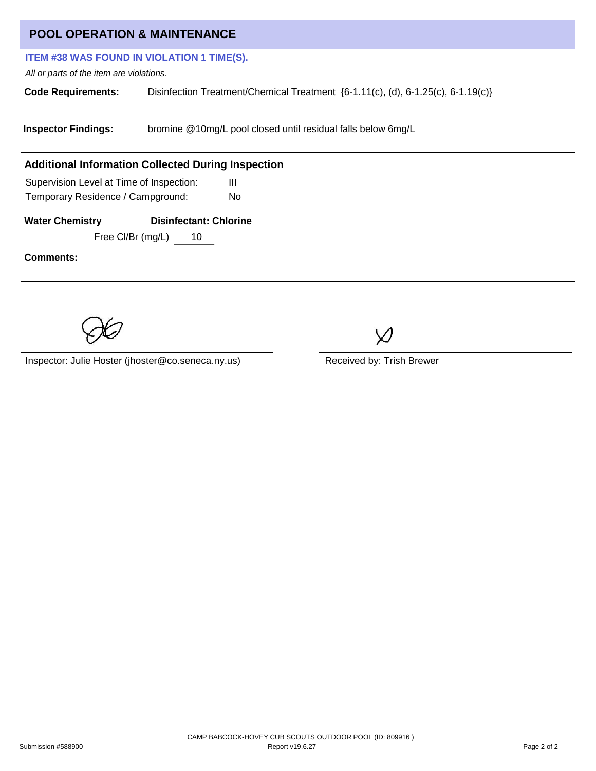## POOL OPERATION & MAINTENANCE

**ITEM #38 WAS FOUND IN VIOLATION 1 TIME(S).**

*All or parts of the item are violations.*

**Code Requirements:** Disinfection Treatment/Chemical Treatment {6-1.11(c), (d), 6-1.25(c), 6-1.19(c)}

**Inspector Findings:** bromine @10mg/L pool closed until residual falls below 6mg/L

### Additional Information Collected During Inspection

Supervision Level at Time of Inspection: III

Temporary Residence / Campground: No

**Water Chemistry** **Disinfectant: Chlorine**

Free Cl/Br (mg/L) 10

**Comments:**

Inspector: Julie Hoster (jhoster@co.seneca.ny.us)

Received by: Trish Brewer

CAMP BABCOCK-HOVEY CUB SCOUTS OUTDOOR POOL (ID: 809916 )

Submission #588900

Report v19.6.27